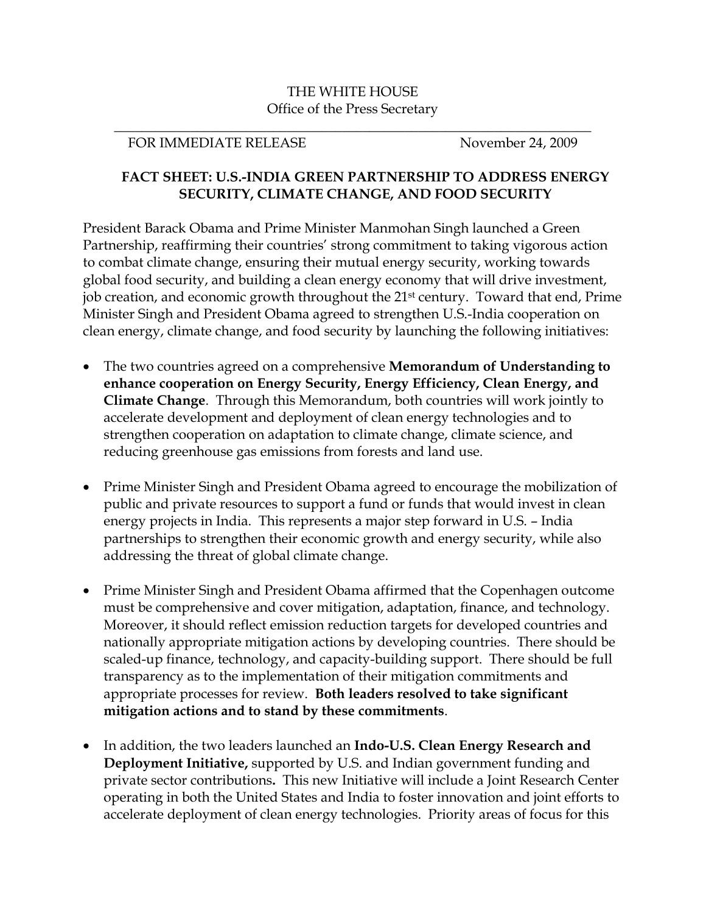THE WHITE HOUSE
Office of the Press Secretary

FOR IMMEDIATE RELEASE November 24, 2009

## FACT SHEET: U.S.-INDIA GREEN PARTNERSHIP TO ADDRESS ENERGY SECURITY, CLIMATE CHANGE, AND FOOD SECURITY

President Barack Obama and Prime Minister Manmohan Singh launched a Green Partnership, reaffirming their countries' strong commitment to taking vigorous action to combat climate change, ensuring their mutual energy security, working towards global food security, and building a clean energy economy that will drive investment, job creation, and economic growth throughout the 21st century. Toward that end, Prime Minister Singh and President Obama agreed to strengthen U.S.-India cooperation on clean energy, climate change, and food security by launching the following initiatives:

- The two countries agreed on a comprehensive **Memorandum of Understanding to enhance cooperation on Energy Security, Energy Efficiency, Clean Energy, and Climate Change**. Through this Memorandum, both countries will work jointly to accelerate development and deployment of clean energy technologies and to strengthen cooperation on adaptation to climate change, climate science, and reducing greenhouse gas emissions from forests and land use.

- Prime Minister Singh and President Obama agreed to encourage the mobilization of public and private resources to support a fund or funds that would invest in clean energy projects in India. This represents a major step forward in U.S. – India partnerships to strengthen their economic growth and energy security, while also addressing the threat of global climate change.

- Prime Minister Singh and President Obama affirmed that the Copenhagen outcome must be comprehensive and cover mitigation, adaptation, finance, and technology. Moreover, it should reflect emission reduction targets for developed countries and nationally appropriate mitigation actions by developing countries. There should be scaled-up finance, technology, and capacity-building support. There should be full transparency as to the implementation of their mitigation commitments and appropriate processes for review. **Both leaders resolved to take significant mitigation actions and to stand by these commitments**.

- In addition, the two leaders launched an **Indo-U.S. Clean Energy Research and Deployment Initiative,** supported by U.S. and Indian government funding and private sector contributions**.** This new Initiative will include a Joint Research Center operating in both the United States and India to foster innovation and joint efforts to accelerate deployment of clean energy technologies. Priority areas of focus for this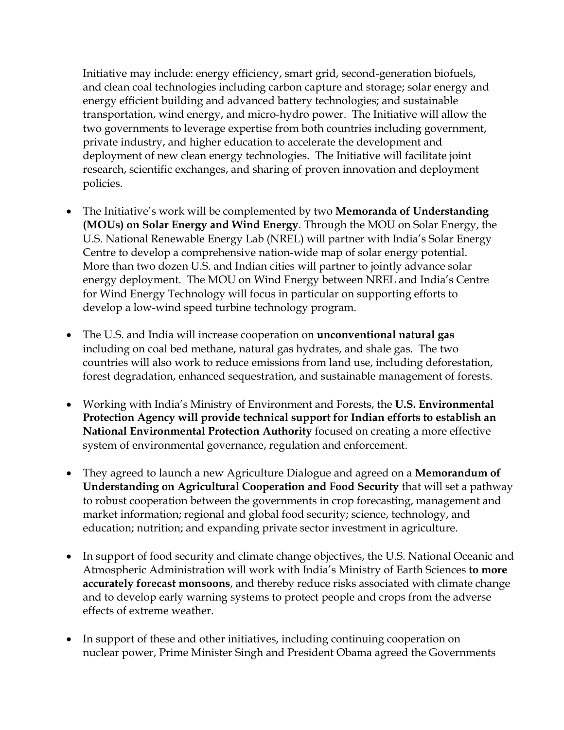Initiative may include: energy efficiency, smart grid, second-generation biofuels, and clean coal technologies including carbon capture and storage; solar energy and energy efficient building and advanced battery technologies; and sustainable transportation, wind energy, and micro-hydro power. The Initiative will allow the two governments to leverage expertise from both countries including government, private industry, and higher education to accelerate the development and deployment of new clean energy technologies. The Initiative will facilitate joint research, scientific exchanges, and sharing of proven innovation and deployment policies.

- The Initiative's work will be complemented by two **Memoranda of Understanding (MOUs) on Solar Energy and Wind Energy**. Through the MOU on Solar Energy, the U.S. National Renewable Energy Lab (NREL) will partner with India's Solar Energy Centre to develop a comprehensive nation-wide map of solar energy potential. More than two dozen U.S. and Indian cities will partner to jointly advance solar energy deployment. The MOU on Wind Energy between NREL and India's Centre for Wind Energy Technology will focus in particular on supporting efforts to develop a low-wind speed turbine technology program.

- The U.S. and India will increase cooperation on **unconventional natural gas** including on coal bed methane, natural gas hydrates, and shale gas. The two countries will also work to reduce emissions from land use, including deforestation, forest degradation, enhanced sequestration, and sustainable management of forests.

- Working with India's Ministry of Environment and Forests, the **U.S. Environmental Protection Agency will provide technical support for Indian efforts to establish an National Environmental Protection Authority** focused on creating a more effective system of environmental governance, regulation and enforcement.

- They agreed to launch a new Agriculture Dialogue and agreed on a **Memorandum of Understanding on Agricultural Cooperation and Food Security** that will set a pathway to robust cooperation between the governments in crop forecasting, management and market information; regional and global food security; science, technology, and education; nutrition; and expanding private sector investment in agriculture.

- In support of food security and climate change objectives, the U.S. National Oceanic and Atmospheric Administration will work with India's Ministry of Earth Sciences **to more accurately forecast monsoons**, and thereby reduce risks associated with climate change and to develop early warning systems to protect people and crops from the adverse effects of extreme weather.

- In support of these and other initiatives, including continuing cooperation on nuclear power, Prime Minister Singh and President Obama agreed the Governments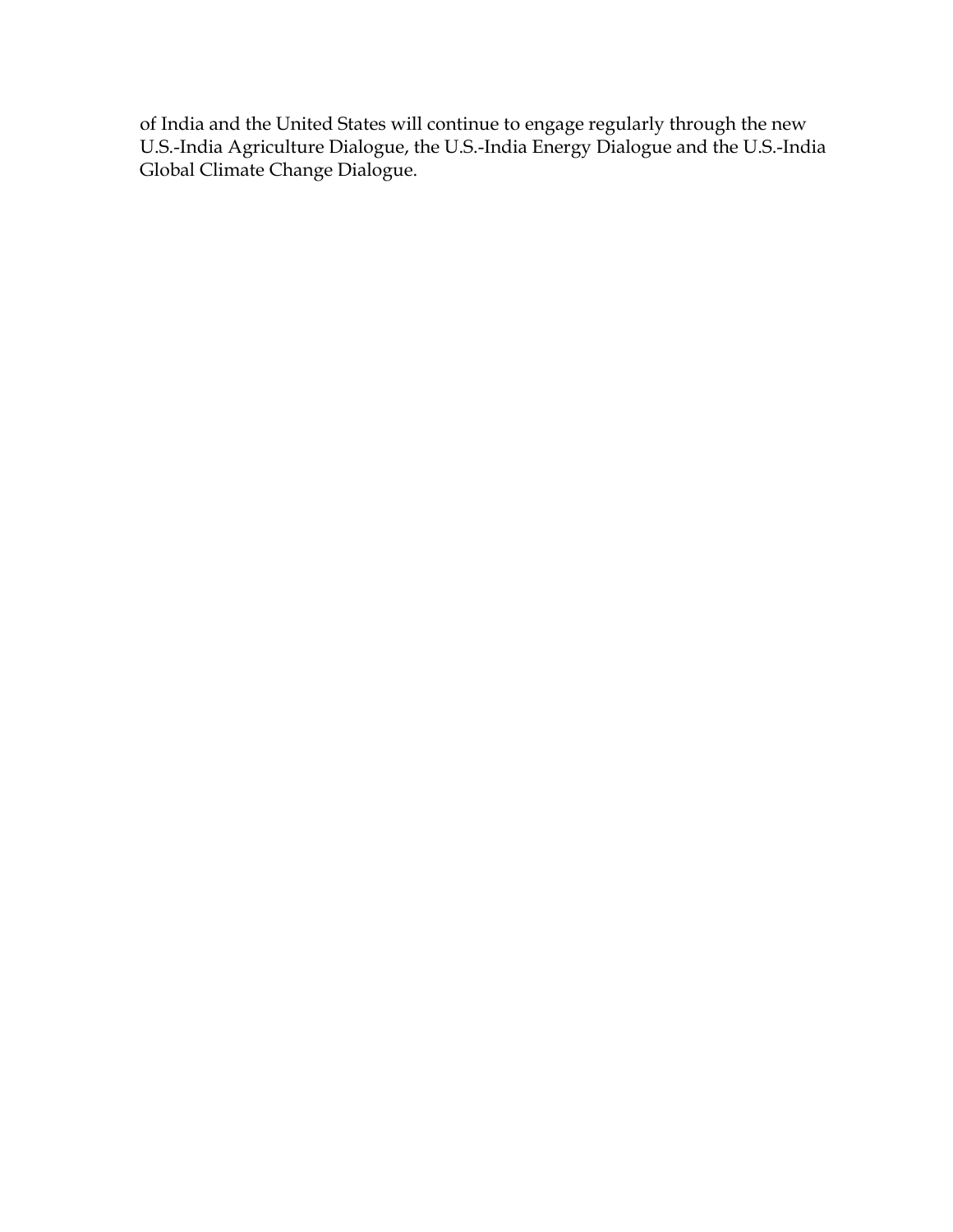of India and the United States will continue to engage regularly through the new U.S.-India Agriculture Dialogue, the U.S.-India Energy Dialogue and the U.S.-India Global Climate Change Dialogue.